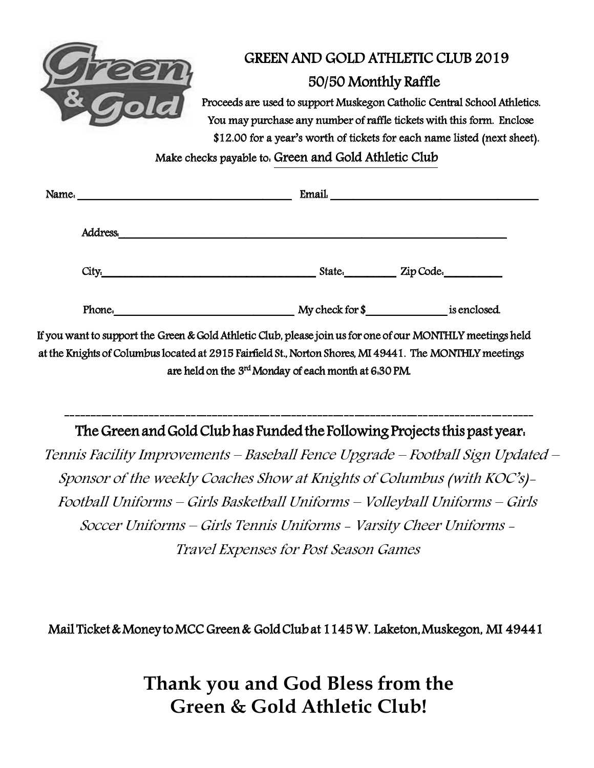# GREEN AND GOLD ATHLETIC CLUB 2019

## 50/50 Monthly Raffle

Proceeds are used to support Muskegon Catholic Central School Athletics. You may purchase any number of raffle tickets with this form. Enclose $12.00 for a year's worth of tickets for each name listed (next sheet).

Make checks payable to: Green and Gold Athletic Club

Name: ______________________________ Email: ______________________________

Address: ____________________________________________________________

City: ______________________________ State: ________ Zip Code: __________

Phone: ____________________________ My check for $ ____________ is enclosed.

If you want to support the Green & Gold Athletic Club, please join us for one of our MONTHLY meetings held at the Knights of Columbus located at 2915 Fairfield St., Norton Shores, MI 49441. The MONTHLY meetings are held on the 3rd Monday of each month at 6:30 PM.

---

## The Green and Gold Club has Funded the Following Projects this past year:

*Tennis Facility Improvements – Baseball Fence Upgrade – Football Sign Updated – Sponsor of the weekly Coaches Show at Knights of Columbus (with KOC's)- Football Uniforms – Girls Basketball Uniforms – Volleyball Uniforms – Girls Soccer Uniforms – Girls Tennis Uniforms - Varsity Cheer Uniforms - Travel Expenses for Post Season Games*

Mail Ticket & Money to MCC Green & Gold Club at 1145 W. Laketon, Muskegon, MI 49441

**Thank you and God Bless from the Green & Gold Athletic Club!**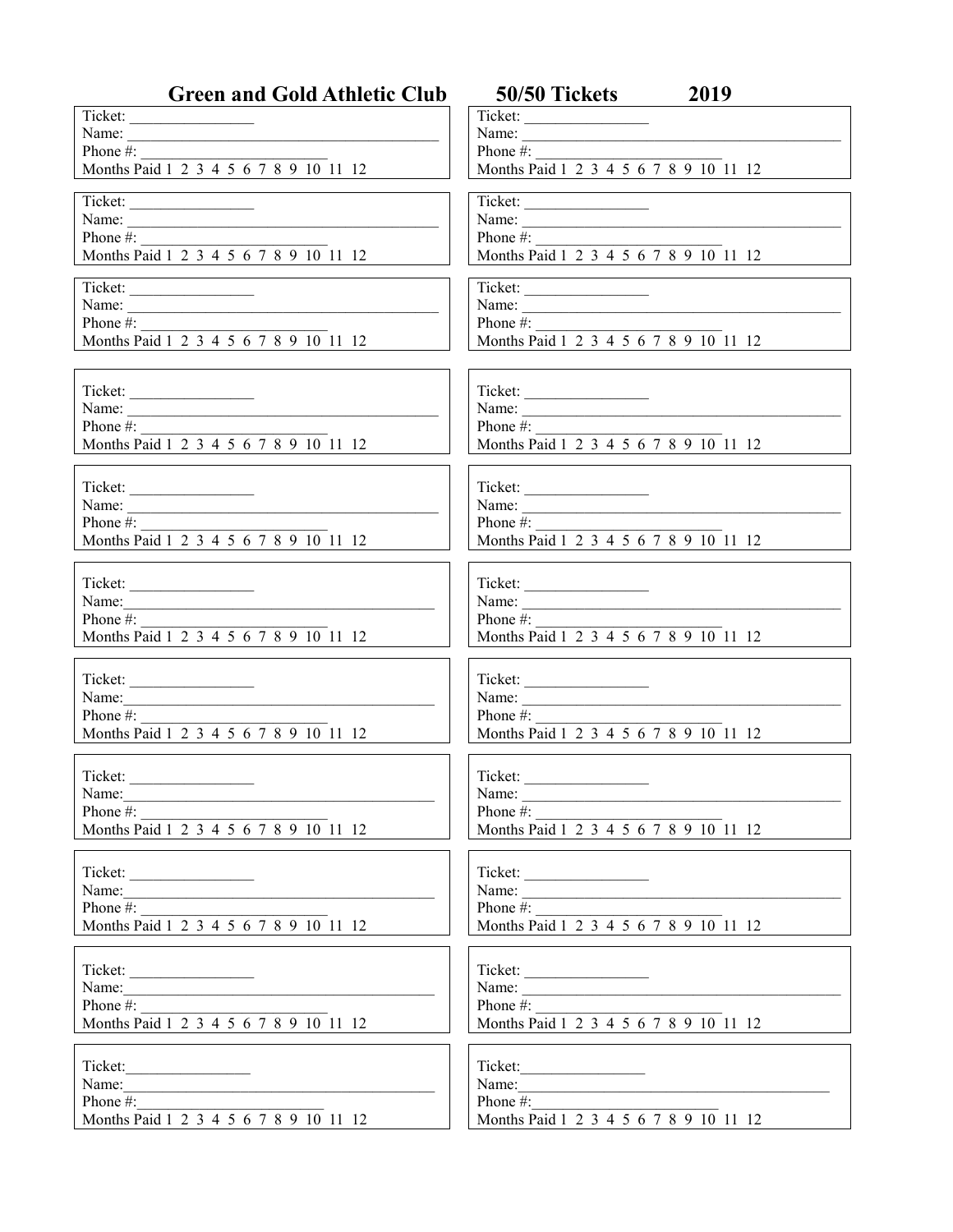# Green and Gold Athletic Club 50/50 Tickets 2019

Ticket: ________________
Name: ____________________________________________
Phone #: __________________________
Months Paid 1 2 3 4 5 6 7 8 9 10 11 12

Ticket: ________________
Name: ____________________________________________
Phone #: __________________________
Months Paid 1 2 3 4 5 6 7 8 9 10 11 12

Ticket: ________________
Name: ____________________________________________
Phone #: __________________________
Months Paid 1 2 3 4 5 6 7 8 9 10 11 12

Ticket: ________________
Name: ____________________________________________
Phone #: __________________________
Months Paid 1 2 3 4 5 6 7 8 9 10 11 12

Ticket: ________________
Name: ____________________________________________
Phone #: __________________________
Months Paid 1 2 3 4 5 6 7 8 9 10 11 12

Ticket: ________________
Name: ____________________________________________
Phone #: __________________________
Months Paid 1 2 3 4 5 6 7 8 9 10 11 12

Ticket: ________________
Name: ____________________________________________
Phone #: __________________________
Months Paid 1 2 3 4 5 6 7 8 9 10 11 12

Ticket: ________________
Name: ____________________________________________
Phone #: __________________________
Months Paid 1 2 3 4 5 6 7 8 9 10 11 12

Ticket: ________________
Name: ____________________________________________
Phone #: __________________________
Months Paid 1 2 3 4 5 6 7 8 9 10 11 12

Ticket: ________________
Name: ____________________________________________
Phone #: __________________________
Months Paid 1 2 3 4 5 6 7 8 9 10 11 12

Ticket: ________________
Name: ____________________________________________
Phone #: __________________________
Months Paid 1 2 3 4 5 6 7 8 9 10 11 12

Ticket: ________________
Name: ____________________________________________
Phone #: __________________________
Months Paid 1 2 3 4 5 6 7 8 9 10 11 12

Ticket: ________________
Name: ____________________________________________
Phone #: __________________________
Months Paid 1 2 3 4 5 6 7 8 9 10 11 12

Ticket: ________________
Name: ____________________________________________
Phone #: __________________________
Months Paid 1 2 3 4 5 6 7 8 9 10 11 12

Ticket: ________________
Name: ____________________________________________
Phone #: __________________________
Months Paid 1 2 3 4 5 6 7 8 9 10 11 12

Ticket: ________________
Name: ____________________________________________
Phone #: __________________________
Months Paid 1 2 3 4 5 6 7 8 9 10 11 12

Ticket: ________________
Name: ____________________________________________
Phone #: __________________________
Months Paid 1 2 3 4 5 6 7 8 9 10 11 12

Ticket: ________________
Name: ____________________________________________
Phone #: __________________________
Months Paid 1 2 3 4 5 6 7 8 9 10 11 12

Ticket: ________________
Name: ____________________________________________
Phone #: __________________________
Months Paid 1 2 3 4 5 6 7 8 9 10 11 12

Ticket: ________________
Name: ____________________________________________
Phone #: __________________________
Months Paid 1 2 3 4 5 6 7 8 9 10 11 12

Ticket: ________________
Name: ____________________________________________
Phone #: __________________________
Months Paid 1 2 3 4 5 6 7 8 9 10 11 12

Ticket: ________________
Name: ____________________________________________
Phone #: __________________________
Months Paid 1 2 3 4 5 6 7 8 9 10 11 12